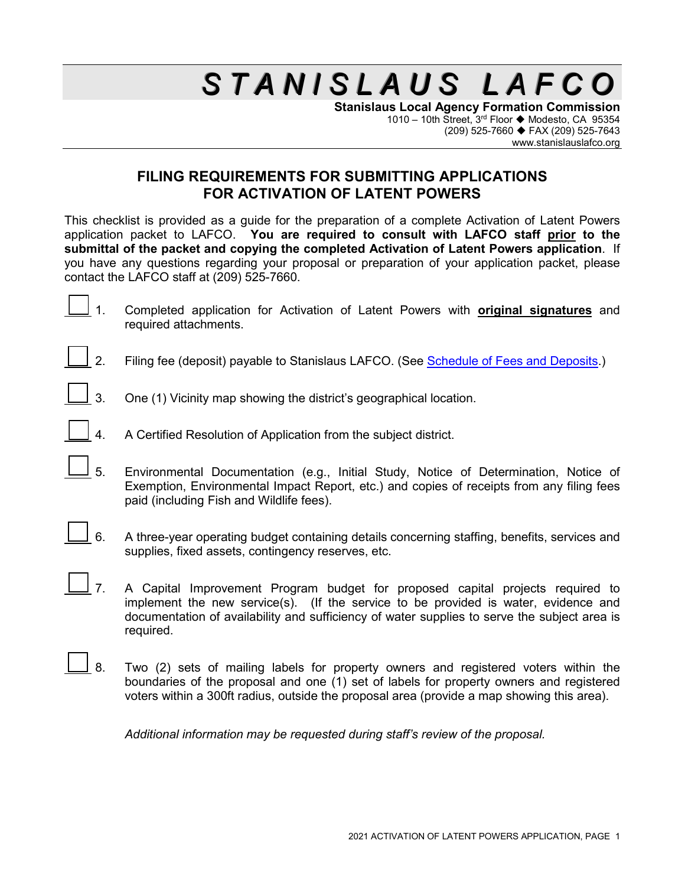# STANISLAUS LAFCO

**Stanislaus Local Agency Formation Commission**
1010 – 10th Street, 3rd Floor ◆ Modesto, CA 95354
(209) 525-7660 ◆ FAX (209) 525-7643
www.stanislauslafco.org

## FILING REQUIREMENTS FOR SUBMITTING APPLICATIONS FOR ACTIVATION OF LATENT POWERS

This checklist is provided as a guide for the preparation of a complete Activation of Latent Powers application packet to LAFCO. **You are required to consult with LAFCO staff prior to the submittal of the packet and copying the completed Activation of Latent Powers application**. If you have any questions regarding your proposal or preparation of your application packet, please contact the LAFCO staff at (209) 525-7660.

- [ ] 1. Completed application for Activation of Latent Powers with **original signatures** and required attachments.
- [ ] 2. Filing fee (deposit) payable to Stanislaus LAFCO. (See Schedule of Fees and Deposits.)
- [ ] 3. One (1) Vicinity map showing the district's geographical location.
- [ ] 4. A Certified Resolution of Application from the subject district.
- [ ] 5. Environmental Documentation (e.g., Initial Study, Notice of Determination, Notice of Exemption, Environmental Impact Report, etc.) and copies of receipts from any filing fees paid (including Fish and Wildlife fees).
- [ ] 6. A three-year operating budget containing details concerning staffing, benefits, services and supplies, fixed assets, contingency reserves, etc.
- [ ] 7. A Capital Improvement Program budget for proposed capital projects required to implement the new service(s). (If the service to be provided is water, evidence and documentation of availability and sufficiency of water supplies to serve the subject area is required.
- [ ] 8. Two (2) sets of mailing labels for property owners and registered voters within the boundaries of the proposal and one (1) set of labels for property owners and registered voters within a 300ft radius, outside the proposal area (provide a map showing this area).

*Additional information may be requested during staff's review of the proposal.*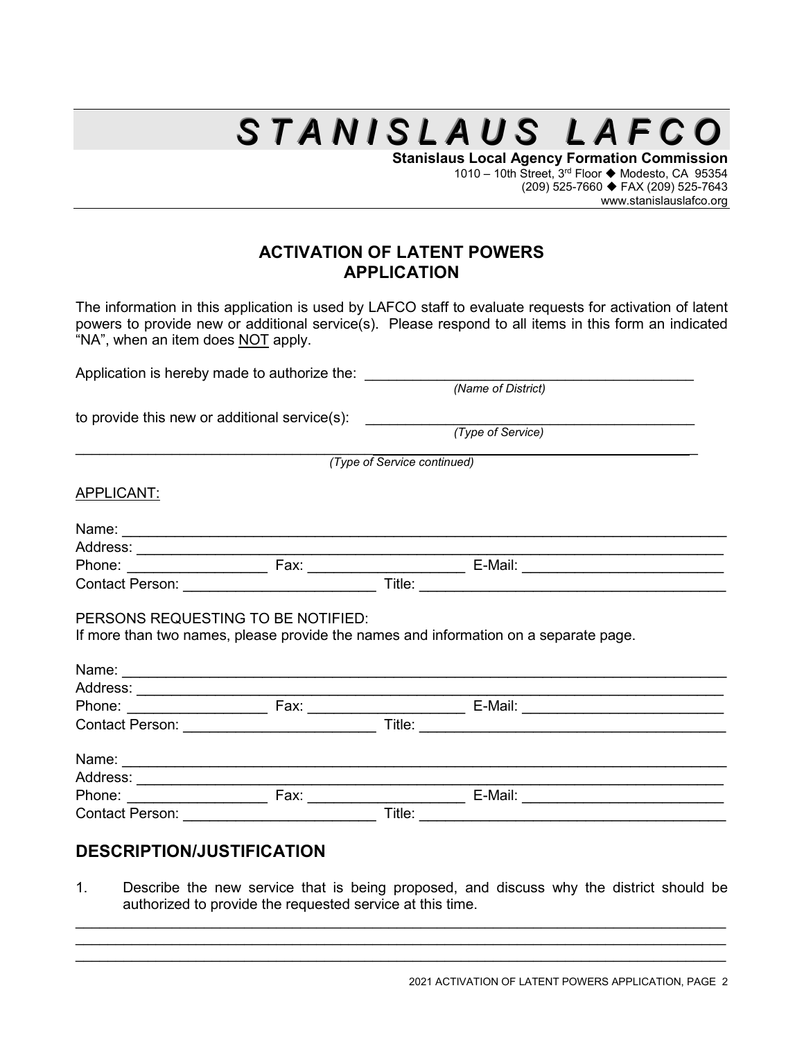# STANISLAUS LAFCO

**Stanislaus Local Agency Formation Commission**
1010 – 10th Street, 3rd Floor ◆ Modesto, CA 95354
(209) 525-7660 ◆ FAX (209) 525-7643
www.stanislauslafco.org

## ACTIVATION OF LATENT POWERS APPLICATION

The information in this application is used by LAFCO staff to evaluate requests for activation of latent powers to provide new or additional service(s). Please respond to all items in this form an indicated "NA", when an item does NOT apply.

Application is hereby made to authorize the: ________________________________________
*(Name of District)*

to provide this new or additional service(s): ________________________________________
*(Type of Service)*

______________________________________________________________________________
*(Type of Service continued)*

APPLICANT:

Name: ______________________________________________________________________
Address: ____________________________________________________________________
Phone: _________________ Fax: ___________________ E-Mail: ________________________
Contact Person: _______________________ Title: ______________________________________

PERSONS REQUESTING TO BE NOTIFIED:
If more than two names, please provide the names and information on a separate page.

Name: ______________________________________________________________________
Address: ____________________________________________________________________
Phone: _________________ Fax: ___________________ E-Mail: ________________________
Contact Person: _______________________ Title: ______________________________________

Name: ______________________________________________________________________
Address: ____________________________________________________________________
Phone: _________________ Fax: ___________________ E-Mail: ________________________
Contact Person: _______________________ Title: ______________________________________

## DESCRIPTION/JUSTIFICATION

1. Describe the new service that is being proposed, and discuss why the district should be authorized to provide the requested service at this time.

______________________________________________________________________________
______________________________________________________________________________
______________________________________________________________________________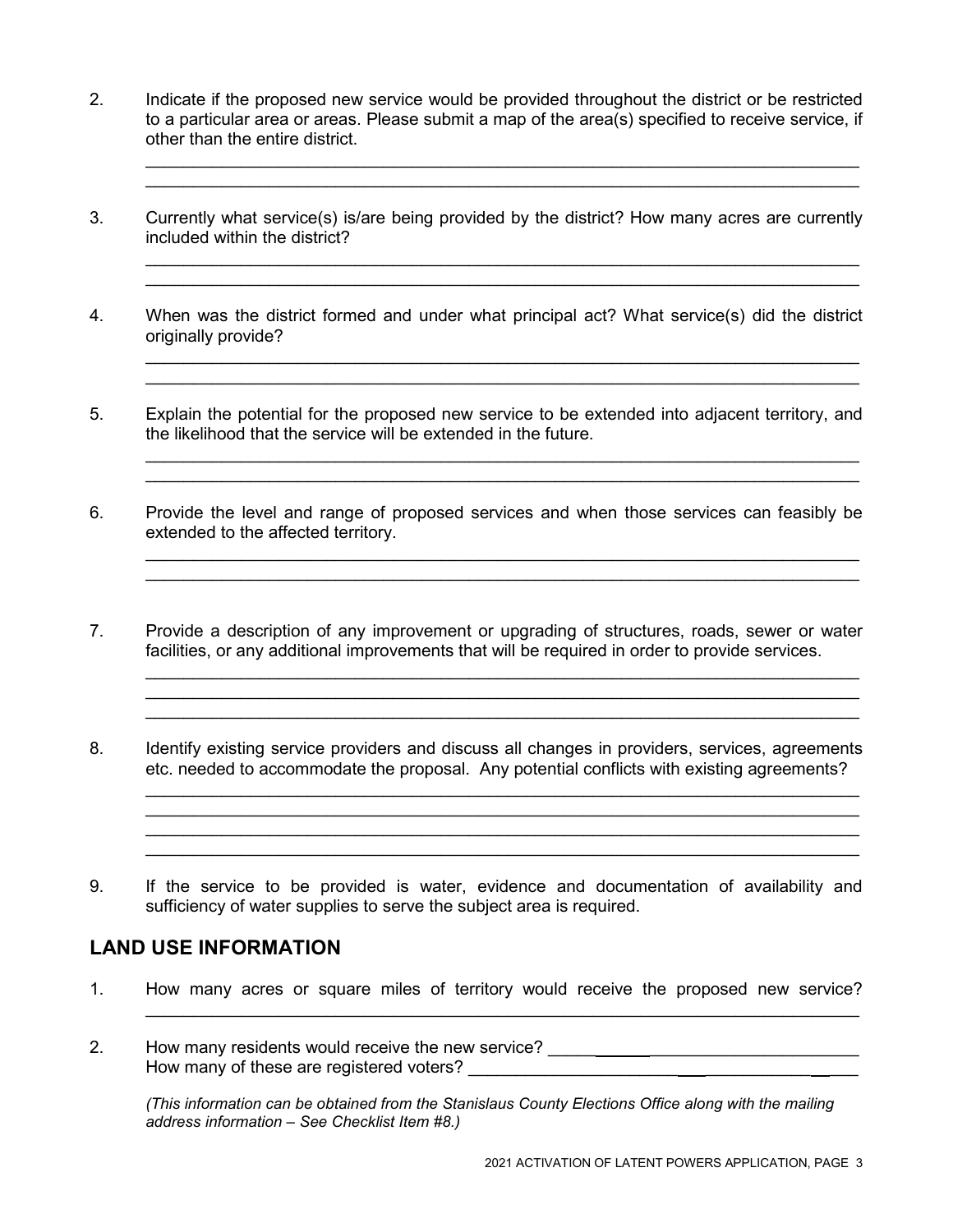2. Indicate if the proposed new service would be provided throughout the district or be restricted to a particular area or areas. Please submit a map of the area(s) specified to receive service, if other than the entire district.

\_\_\_\_\_\_\_\_\_\_\_\_\_\_\_\_\_\_\_\_\_\_\_\_\_\_\_\_\_\_\_\_\_\_\_\_\_\_\_\_\_\_\_\_\_\_\_\_\_\_\_\_\_\_\_\_\_\_\_\_\_\_\_\_\_\_\_\_\_\_\_\_
\_\_\_\_\_\_\_\_\_\_\_\_\_\_\_\_\_\_\_\_\_\_\_\_\_\_\_\_\_\_\_\_\_\_\_\_\_\_\_\_\_\_\_\_\_\_\_\_\_\_\_\_\_\_\_\_\_\_\_\_\_\_\_\_\_\_\_\_\_\_\_\_

3. Currently what service(s) is/are being provided by the district? How many acres are currently included within the district?

\_\_\_\_\_\_\_\_\_\_\_\_\_\_\_\_\_\_\_\_\_\_\_\_\_\_\_\_\_\_\_\_\_\_\_\_\_\_\_\_\_\_\_\_\_\_\_\_\_\_\_\_\_\_\_\_\_\_\_\_\_\_\_\_\_\_\_\_\_\_\_\_
\_\_\_\_\_\_\_\_\_\_\_\_\_\_\_\_\_\_\_\_\_\_\_\_\_\_\_\_\_\_\_\_\_\_\_\_\_\_\_\_\_\_\_\_\_\_\_\_\_\_\_\_\_\_\_\_\_\_\_\_\_\_\_\_\_\_\_\_\_\_\_\_

4. When was the district formed and under what principal act? What service(s) did the district originally provide?

\_\_\_\_\_\_\_\_\_\_\_\_\_\_\_\_\_\_\_\_\_\_\_\_\_\_\_\_\_\_\_\_\_\_\_\_\_\_\_\_\_\_\_\_\_\_\_\_\_\_\_\_\_\_\_\_\_\_\_\_\_\_\_\_\_\_\_\_\_\_\_\_
\_\_\_\_\_\_\_\_\_\_\_\_\_\_\_\_\_\_\_\_\_\_\_\_\_\_\_\_\_\_\_\_\_\_\_\_\_\_\_\_\_\_\_\_\_\_\_\_\_\_\_\_\_\_\_\_\_\_\_\_\_\_\_\_\_\_\_\_\_\_\_\_

5. Explain the potential for the proposed new service to be extended into adjacent territory, and the likelihood that the service will be extended in the future.

\_\_\_\_\_\_\_\_\_\_\_\_\_\_\_\_\_\_\_\_\_\_\_\_\_\_\_\_\_\_\_\_\_\_\_\_\_\_\_\_\_\_\_\_\_\_\_\_\_\_\_\_\_\_\_\_\_\_\_\_\_\_\_\_\_\_\_\_\_\_\_\_
\_\_\_\_\_\_\_\_\_\_\_\_\_\_\_\_\_\_\_\_\_\_\_\_\_\_\_\_\_\_\_\_\_\_\_\_\_\_\_\_\_\_\_\_\_\_\_\_\_\_\_\_\_\_\_\_\_\_\_\_\_\_\_\_\_\_\_\_\_\_\_\_

6. Provide the level and range of proposed services and when those services can feasibly be extended to the affected territory.

\_\_\_\_\_\_\_\_\_\_\_\_\_\_\_\_\_\_\_\_\_\_\_\_\_\_\_\_\_\_\_\_\_\_\_\_\_\_\_\_\_\_\_\_\_\_\_\_\_\_\_\_\_\_\_\_\_\_\_\_\_\_\_\_\_\_\_\_\_\_\_\_
\_\_\_\_\_\_\_\_\_\_\_\_\_\_\_\_\_\_\_\_\_\_\_\_\_\_\_\_\_\_\_\_\_\_\_\_\_\_\_\_\_\_\_\_\_\_\_\_\_\_\_\_\_\_\_\_\_\_\_\_\_\_\_\_\_\_\_\_\_\_\_\_

7. Provide a description of any improvement or upgrading of structures, roads, sewer or water facilities, or any additional improvements that will be required in order to provide services.

\_\_\_\_\_\_\_\_\_\_\_\_\_\_\_\_\_\_\_\_\_\_\_\_\_\_\_\_\_\_\_\_\_\_\_\_\_\_\_\_\_\_\_\_\_\_\_\_\_\_\_\_\_\_\_\_\_\_\_\_\_\_\_\_\_\_\_\_\_\_\_\_
\_\_\_\_\_\_\_\_\_\_\_\_\_\_\_\_\_\_\_\_\_\_\_\_\_\_\_\_\_\_\_\_\_\_\_\_\_\_\_\_\_\_\_\_\_\_\_\_\_\_\_\_\_\_\_\_\_\_\_\_\_\_\_\_\_\_\_\_\_\_\_\_
\_\_\_\_\_\_\_\_\_\_\_\_\_\_\_\_\_\_\_\_\_\_\_\_\_\_\_\_\_\_\_\_\_\_\_\_\_\_\_\_\_\_\_\_\_\_\_\_\_\_\_\_\_\_\_\_\_\_\_\_\_\_\_\_\_\_\_\_\_\_\_\_

8. Identify existing service providers and discuss all changes in providers, services, agreements etc. needed to accommodate the proposal. Any potential conflicts with existing agreements?

\_\_\_\_\_\_\_\_\_\_\_\_\_\_\_\_\_\_\_\_\_\_\_\_\_\_\_\_\_\_\_\_\_\_\_\_\_\_\_\_\_\_\_\_\_\_\_\_\_\_\_\_\_\_\_\_\_\_\_\_\_\_\_\_\_\_\_\_\_\_\_\_
\_\_\_\_\_\_\_\_\_\_\_\_\_\_\_\_\_\_\_\_\_\_\_\_\_\_\_\_\_\_\_\_\_\_\_\_\_\_\_\_\_\_\_\_\_\_\_\_\_\_\_\_\_\_\_\_\_\_\_\_\_\_\_\_\_\_\_\_\_\_\_\_
\_\_\_\_\_\_\_\_\_\_\_\_\_\_\_\_\_\_\_\_\_\_\_\_\_\_\_\_\_\_\_\_\_\_\_\_\_\_\_\_\_\_\_\_\_\_\_\_\_\_\_\_\_\_\_\_\_\_\_\_\_\_\_\_\_\_\_\_\_\_\_\_
\_\_\_\_\_\_\_\_\_\_\_\_\_\_\_\_\_\_\_\_\_\_\_\_\_\_\_\_\_\_\_\_\_\_\_\_\_\_\_\_\_\_\_\_\_\_\_\_\_\_\_\_\_\_\_\_\_\_\_\_\_\_\_\_\_\_\_\_\_\_\_\_

9. If the service to be provided is water, evidence and documentation of availability and sufficiency of water supplies to serve the subject area is required.

## LAND USE INFORMATION

1. How many acres or square miles of territory would receive the proposed new service?
\_\_\_\_\_\_\_\_\_\_\_\_\_\_\_\_\_\_\_\_\_\_\_\_\_\_\_\_\_\_\_\_\_\_\_\_\_\_\_\_\_\_\_\_\_\_\_\_\_\_\_\_\_\_\_\_\_\_\_\_\_\_\_\_\_\_\_\_\_\_\_\_

2. How many residents would receive the new service? \_\_\_\_\_\_\_\_\_\_\_\_\_\_\_\_\_\_\_\_\_\_\_\_\_\_\_\_\_\_
How many of these are registered voters? \_\_\_\_\_\_\_\_\_\_\_\_\_\_\_\_\_\_\_\_\_\_\_\_\_\_\_\_\_\_\_\_\_\_\_\_

*(This information can be obtained from the Stanislaus County Elections Office along with the mailing address information – See Checklist Item #8.)*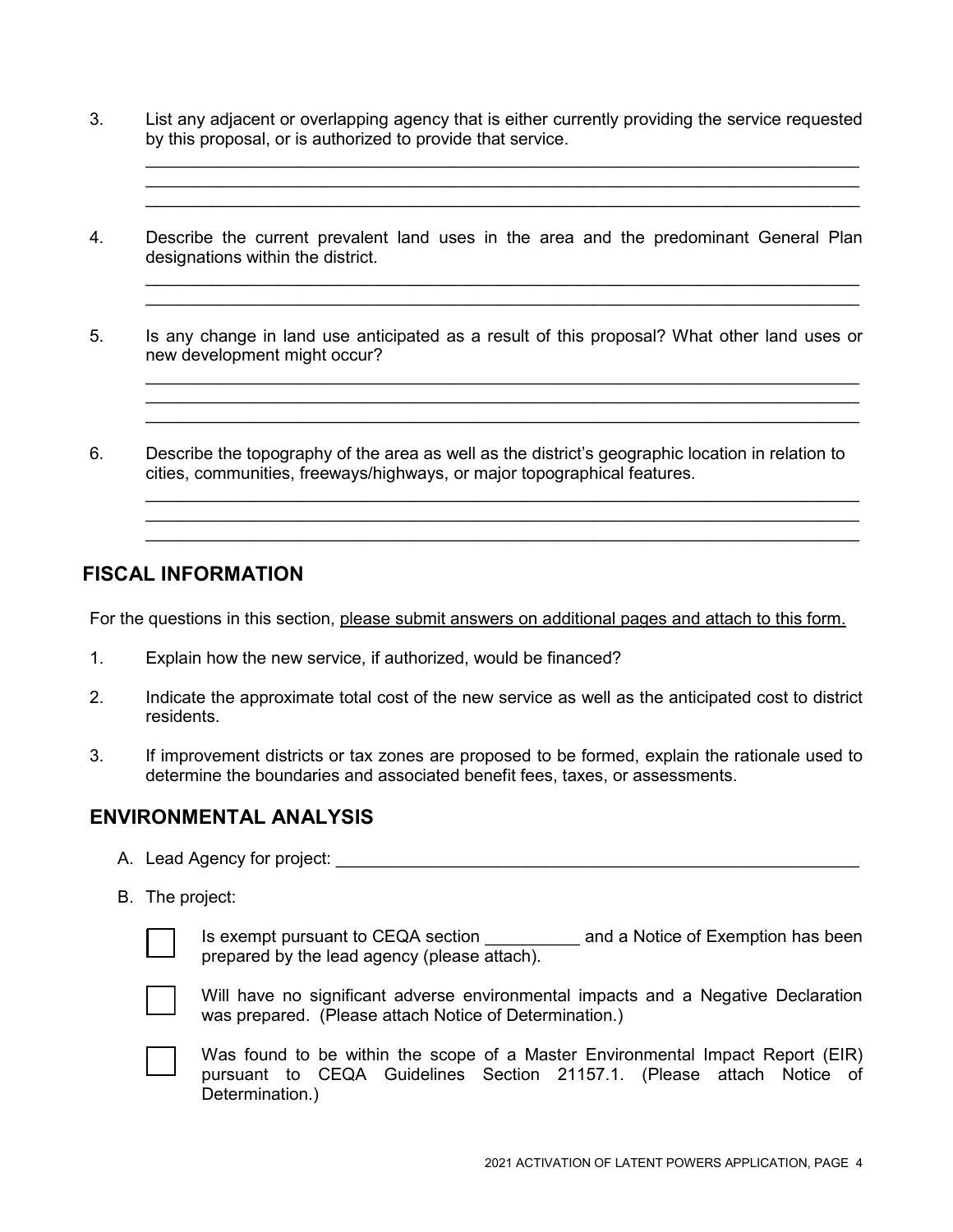3. List any adjacent or overlapping agency that is either currently providing the service requested by this proposal, or is authorized to provide that service.

______________________________________________________________________________
______________________________________________________________________________
______________________________________________________________________________

4. Describe the current prevalent land uses in the area and the predominant General Plan designations within the district.

______________________________________________________________________________
______________________________________________________________________________

5. Is any change in land use anticipated as a result of this proposal? What other land uses or new development might occur?

______________________________________________________________________________
______________________________________________________________________________
______________________________________________________________________________

6. Describe the topography of the area as well as the district's geographic location in relation to cities, communities, freeways/highways, or major topographical features.

______________________________________________________________________________
______________________________________________________________________________
______________________________________________________________________________

## FISCAL INFORMATION

For the questions in this section, please submit answers on additional pages and attach to this form.

1. Explain how the new service, if authorized, would be financed?
2. Indicate the approximate total cost of the new service as well as the anticipated cost to district residents.
3. If improvement districts or tax zones are proposed to be formed, explain the rationale used to determine the boundaries and associated benefit fees, taxes, or assessments.

## ENVIRONMENTAL ANALYSIS

A. Lead Agency for project: ___________________________________________________________

B. The project:

- ☐ Is exempt pursuant to CEQA section __________ and a Notice of Exemption has been prepared by the lead agency (please attach).
- ☐ Will have no significant adverse environmental impacts and a Negative Declaration was prepared. (Please attach Notice of Determination.)
- ☐ Was found to be within the scope of a Master Environmental Impact Report (EIR) pursuant to CEQA Guidelines Section 21157.1. (Please attach Notice of Determination.)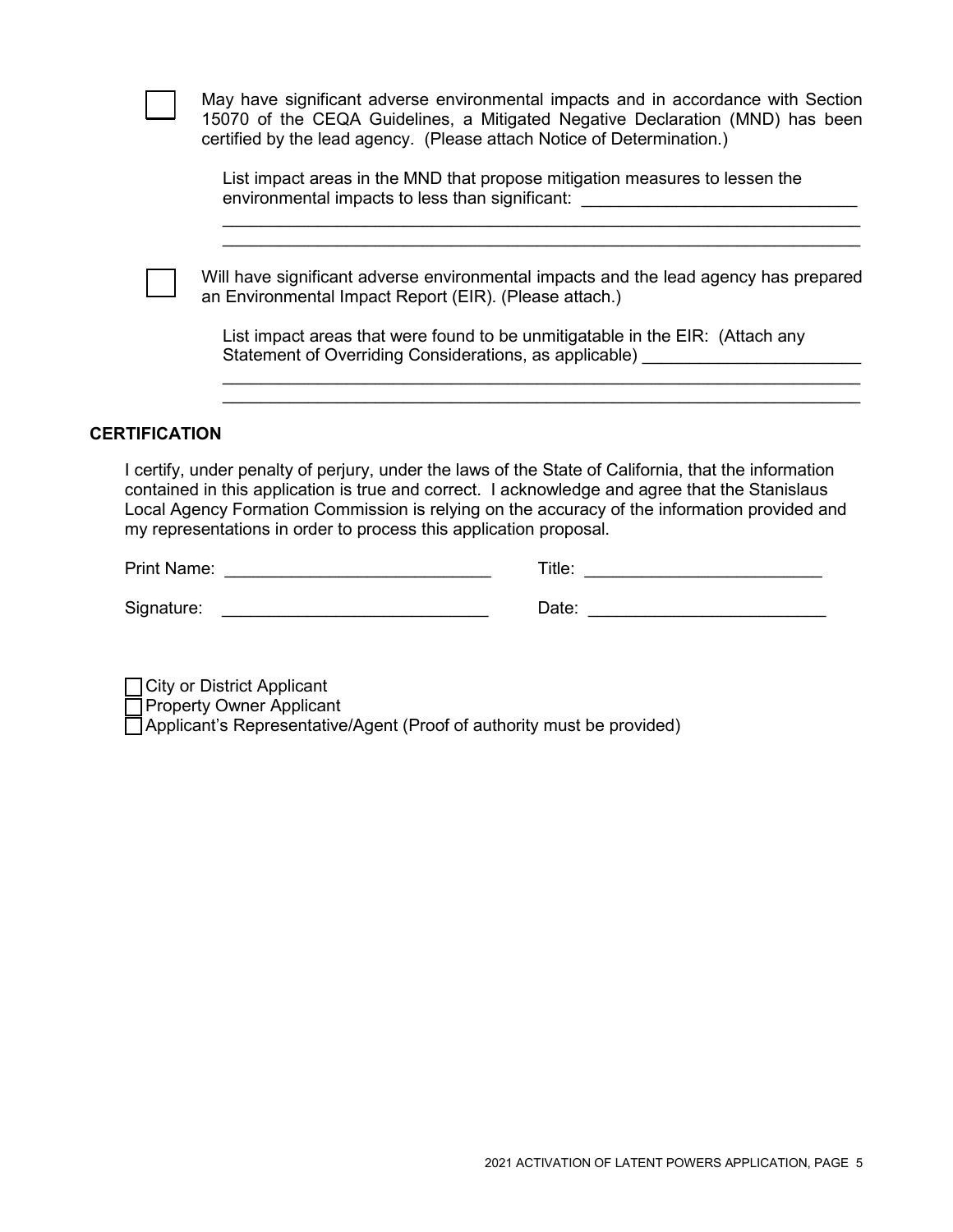☐ May have significant adverse environmental impacts and in accordance with Section 15070 of the CEQA Guidelines, a Mitigated Negative Declaration (MND) has been certified by the lead agency. (Please attach Notice of Determination.)

List impact areas in the MND that propose mitigation measures to lessen the environmental impacts to less than significant: ______________________________
______________________________________________________________________
______________________________________________________________________

☐ Will have significant adverse environmental impacts and the lead agency has prepared an Environmental Impact Report (EIR). (Please attach.)

List impact areas that were found to be unmitigatable in the EIR: (Attach any Statement of Overriding Considerations, as applicable) ________________________
______________________________________________________________________
______________________________________________________________________

**CERTIFICATION**

I certify, under penalty of perjury, under the laws of the State of California, that the information contained in this application is true and correct. I acknowledge and agree that the Stanislaus Local Agency Formation Commission is relying on the accuracy of the information provided and my representations in order to process this application proposal.

Print Name: ____________________________ Title: _________________________

Signature: ____________________________ Date: __________________________

☐ City or District Applicant
☐ Property Owner Applicant
☐ Applicant's Representative/Agent (Proof of authority must be provided)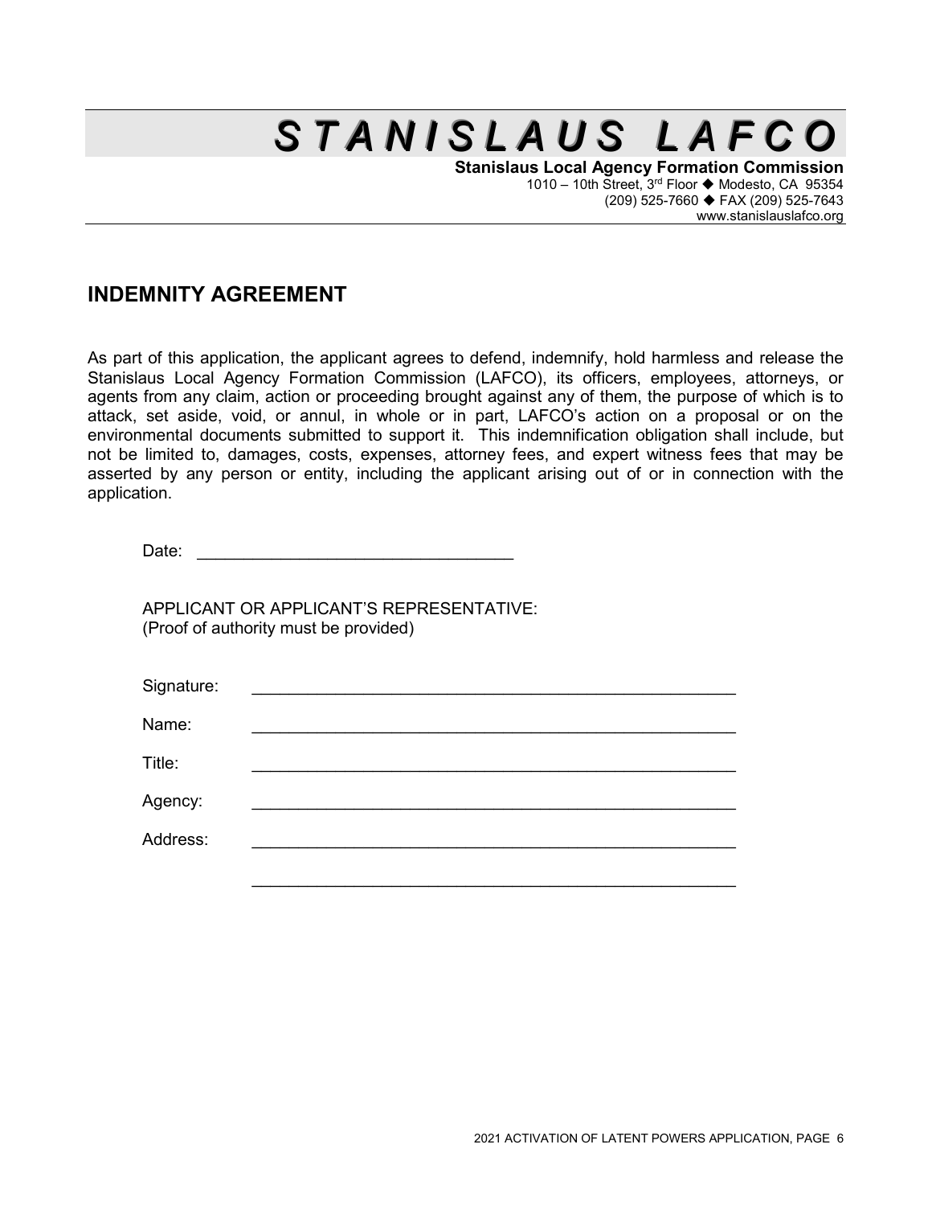# STANISLAUS LAFCO

**Stanislaus Local Agency Formation Commission**
1010 – 10th Street, 3rd Floor ◆ Modesto, CA 95354
(209) 525-7660 ◆ FAX (209) 525-7643
www.stanislauslafco.org

## INDEMNITY AGREEMENT

As part of this application, the applicant agrees to defend, indemnify, hold harmless and release the Stanislaus Local Agency Formation Commission (LAFCO), its officers, employees, attorneys, or agents from any claim, action or proceeding brought against any of them, the purpose of which is to attack, set aside, void, or annul, in whole or in part, LAFCO's action on a proposal or on the environmental documents submitted to support it. This indemnification obligation shall include, but not be limited to, damages, costs, expenses, attorney fees, and expert witness fees that may be asserted by any person or entity, including the applicant arising out of or in connection with the application.

Date: ________________________________

APPLICANT OR APPLICANT'S REPRESENTATIVE:
(Proof of authority must be provided)

Signature: ________________________________

Name: ________________________________

Title: ________________________________

Agency: ________________________________

Address: ________________________________

________________________________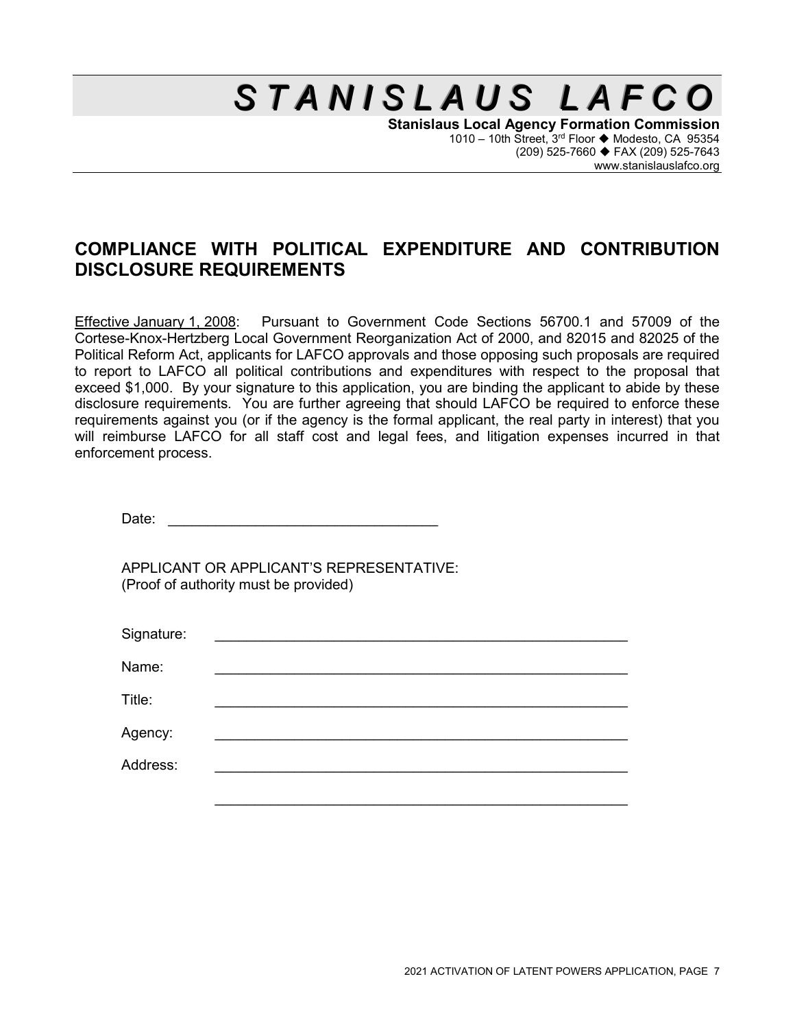# STANISLAUS LAFCO

**Stanislaus Local Agency Formation Commission**
1010 – 10th Street, 3rd Floor ◆ Modesto, CA 95354
(209) 525-7660 ◆ FAX (209) 525-7643
www.stanislauslafco.org

## COMPLIANCE WITH POLITICAL EXPENDITURE AND CONTRIBUTION DISCLOSURE REQUIREMENTS

Effective January 1, 2008: Pursuant to Government Code Sections 56700.1 and 57009 of the Cortese-Knox-Hertzberg Local Government Reorganization Act of 2000, and 82015 and 82025 of the Political Reform Act, applicants for LAFCO approvals and those opposing such proposals are required to report to LAFCO all political contributions and expenditures with respect to the proposal that exceed $1,000. By your signature to this application, you are binding the applicant to abide by these disclosure requirements. You are further agreeing that should LAFCO be required to enforce these requirements against you (or if the agency is the formal applicant, the real party in interest) that you will reimburse LAFCO for all staff cost and legal fees, and litigation expenses incurred in that enforcement process.

Date: ________________________________

APPLICANT OR APPLICANT'S REPRESENTATIVE:
(Proof of authority must be provided)

Signature: ________________________________________________

Name: ________________________________________________

Title: ________________________________________________

Agency: ________________________________________________

Address: ________________________________________________

________________________________________________